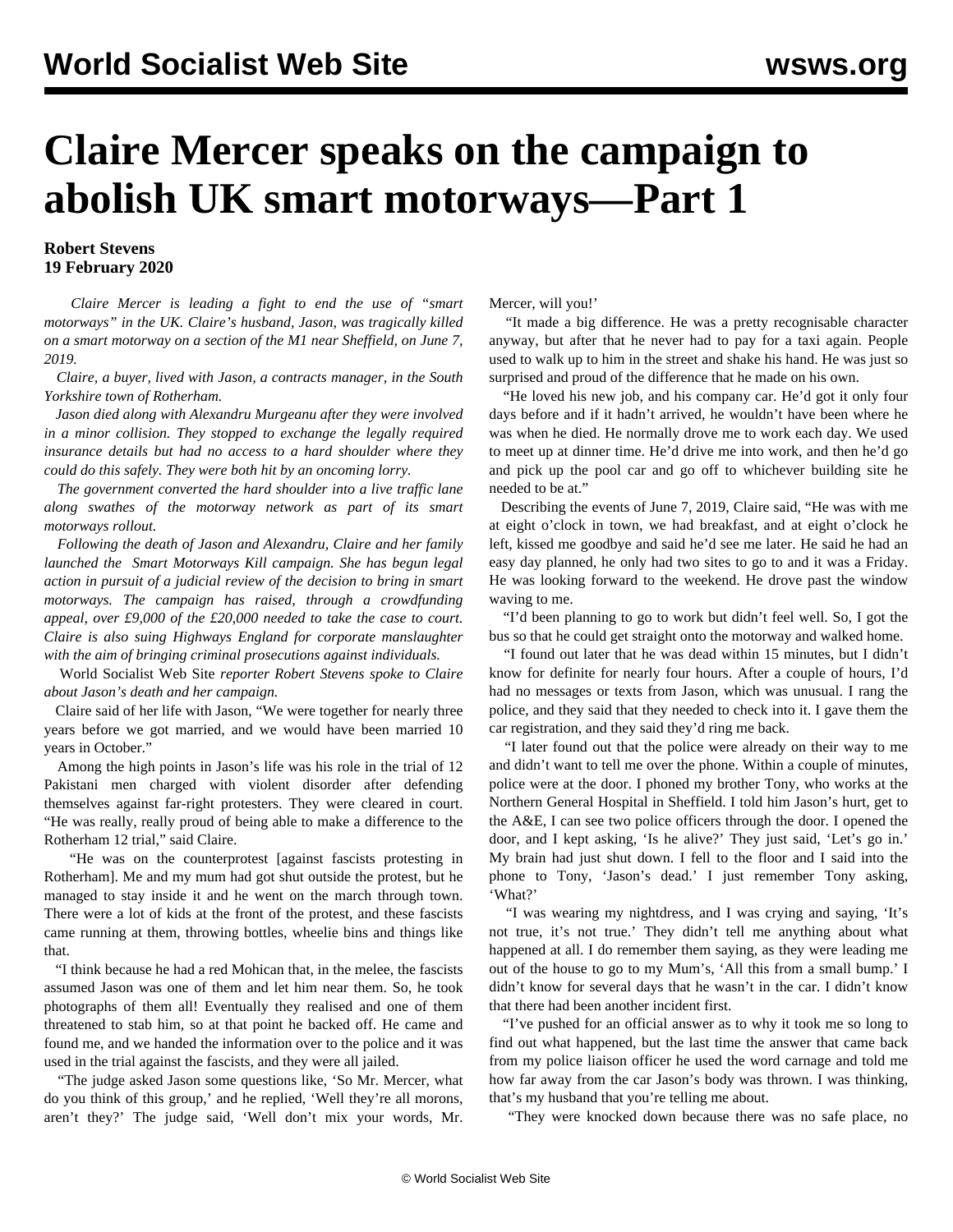# Claire Mercer speaks on the campaign to abolish UK smart motorways—Part 1

**Robert Stevens**
**19 February 2020**

*Claire Mercer is leading a fight to end the use of "smart motorways" in the UK. Claire's husband, Jason, was tragically killed on a smart motorway on a section of the M1 near Sheffield, on June 7, 2019.*

*Claire, a buyer, lived with Jason, a contracts manager, in the South Yorkshire town of Rotherham.*

*Jason died along with Alexandru Murgeanu after they were involved in a minor collision. They stopped to exchange the legally required insurance details but had no access to a hard shoulder where they could do this safely. They were both hit by an oncoming lorry.*

*The government converted the hard shoulder into a live traffic lane along swathes of the motorway network as part of its smart motorways rollout.*

*Following the death of Jason and Alexandru, Claire and her family launched the Smart Motorways Kill campaign. She has begun legal action in pursuit of a judicial review of the decision to bring in smart motorways. The campaign has raised, through a crowdfunding appeal, over £9,000 of the £20,000 needed to take the case to court. Claire is also suing Highways England for corporate manslaughter with the aim of bringing criminal prosecutions against individuals.*

World Socialist Web Site *reporter Robert Stevens spoke to Claire about Jason's death and her campaign.*

Claire said of her life with Jason, "We were together for nearly three years before we got married, and we would have been married 10 years in October."

Among the high points in Jason's life was his role in the trial of 12 Pakistani men charged with violent disorder after defending themselves against far-right protesters. They were cleared in court. "He was really, really proud of being able to make a difference to the Rotherham 12 trial," said Claire.

"He was on the counterprotest [against fascists protesting in Rotherham]. Me and my mum had got shut outside the protest, but he managed to stay inside it and he went on the march through town. There were a lot of kids at the front of the protest, and these fascists came running at them, throwing bottles, wheelie bins and things like that.

"I think because he had a red Mohican that, in the melee, the fascists assumed Jason was one of them and let him near them. So, he took photographs of them all! Eventually they realised and one of them threatened to stab him, so at that point he backed off. He came and found me, and we handed the information over to the police and it was used in the trial against the fascists, and they were all jailed.

"The judge asked Jason some questions like, 'So Mr. Mercer, what do you think of this group,' and he replied, 'Well they're all morons, aren't they?' The judge said, 'Well don't mix your words, Mr. Mercer, will you!'

"It made a big difference. He was a pretty recognisable character anyway, but after that he never had to pay for a taxi again. People used to walk up to him in the street and shake his hand. He was just so surprised and proud of the difference that he made on his own.

"He loved his new job, and his company car. He'd got it only four days before and if it hadn't arrived, he wouldn't have been where he was when he died. He normally drove me to work each day. We used to meet up at dinner time. He'd drive me into work, and then he'd go and pick up the pool car and go off to whichever building site he needed to be at."

Describing the events of June 7, 2019, Claire said, "He was with me at eight o'clock in town, we had breakfast, and at eight o'clock he left, kissed me goodbye and said he'd see me later. He said he had an easy day planned, he only had two sites to go to and it was a Friday. He was looking forward to the weekend. He drove past the window waving to me.

"I'd been planning to go to work but didn't feel well. So, I got the bus so that he could get straight onto the motorway and walked home.

"I found out later that he was dead within 15 minutes, but I didn't know for definite for nearly four hours. After a couple of hours, I'd had no messages or texts from Jason, which was unusual. I rang the police, and they said that they needed to check into it. I gave them the car registration, and they said they'd ring me back.

"I later found out that the police were already on their way to me and didn't want to tell me over the phone. Within a couple of minutes, police were at the door. I phoned my brother Tony, who works at the Northern General Hospital in Sheffield. I told him Jason's hurt, get to the A&E, I can see two police officers through the door. I opened the door, and I kept asking, 'Is he alive?' They just said, 'Let's go in.' My brain had just shut down. I fell to the floor and I said into the phone to Tony, 'Jason's dead.' I just remember Tony asking, 'What?'

"I was wearing my nightdress, and I was crying and saying, 'It's not true, it's not true.' They didn't tell me anything about what happened at all. I do remember them saying, as they were leading me out of the house to go to my Mum's, 'All this from a small bump.' I didn't know for several days that he wasn't in the car. I didn't know that there had been another incident first.

"I've pushed for an official answer as to why it took me so long to find out what happened, but the last time the answer that came back from my police liaison officer he used the word carnage and told me how far away from the car Jason's body was thrown. I was thinking, that's my husband that you're telling me about.

"They were knocked down because there was no safe place, no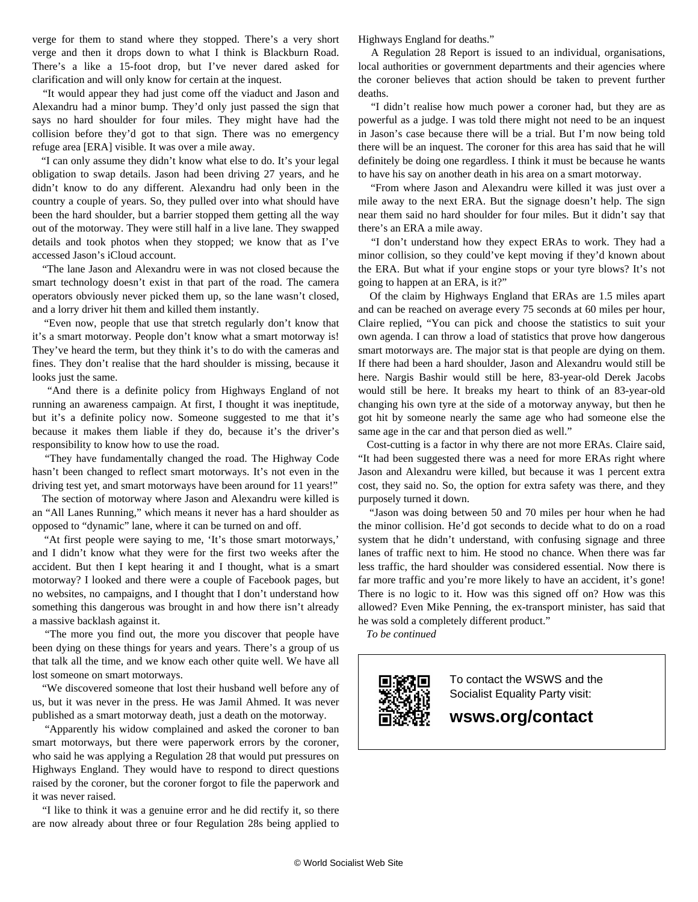verge for them to stand where they stopped. There's a very short verge and then it drops down to what I think is Blackburn Road. There's a like a 15-foot drop, but I've never dared asked for clarification and will only know for certain at the inquest.

"It would appear they had just come off the viaduct and Jason and Alexandru had a minor bump. They'd only just passed the sign that says no hard shoulder for four miles. They might have had the collision before they'd got to that sign. There was no emergency refuge area [ERA] visible. It was over a mile away.

"I can only assume they didn't know what else to do. It's your legal obligation to swap details. Jason had been driving 27 years, and he didn't know to do any different. Alexandru had only been in the country a couple of years. So, they pulled over into what should have been the hard shoulder, but a barrier stopped them getting all the way out of the motorway. They were still half in a live lane. They swapped details and took photos when they stopped; we know that as I've accessed Jason's iCloud account.

"The lane Jason and Alexandru were in was not closed because the smart technology doesn't exist in that part of the road. The camera operators obviously never picked them up, so the lane wasn't closed, and a lorry driver hit them and killed them instantly.

"Even now, people that use that stretch regularly don't know that it's a smart motorway. People don't know what a smart motorway is! They've heard the term, but they think it's to do with the cameras and fines. They don't realise that the hard shoulder is missing, because it looks just the same.

"And there is a definite policy from Highways England of not running an awareness campaign. At first, I thought it was ineptitude, but it's a definite policy now. Someone suggested to me that it's because it makes them liable if they do, because it's the driver's responsibility to know how to use the road.

"They have fundamentally changed the road. The Highway Code hasn't been changed to reflect smart motorways. It's not even in the driving test yet, and smart motorways have been around for 11 years!"

The section of motorway where Jason and Alexandru were killed is an "All Lanes Running," which means it never has a hard shoulder as opposed to "dynamic" lane, where it can be turned on and off.

"At first people were saying to me, 'It's those smart motorways,' and I didn't know what they were for the first two weeks after the accident. But then I kept hearing it and I thought, what is a smart motorway? I looked and there were a couple of Facebook pages, but no websites, no campaigns, and I thought that I don't understand how something this dangerous was brought in and how there isn't already a massive backlash against it.

"The more you find out, the more you discover that people have been dying on these things for years and years. There's a group of us that talk all the time, and we know each other quite well. We have all lost someone on smart motorways.

"We discovered someone that lost their husband well before any of us, but it was never in the press. He was Jamil Ahmed. It was never published as a smart motorway death, just a death on the motorway.

"Apparently his widow complained and asked the coroner to ban smart motorways, but there were paperwork errors by the coroner, who said he was applying a Regulation 28 that would put pressures on Highways England. They would have to respond to direct questions raised by the coroner, but the coroner forgot to file the paperwork and it was never raised.

"I like to think it was a genuine error and he did rectify it, so there are now already about three or four Regulation 28s being applied to Highways England for deaths."

A Regulation 28 Report is issued to an individual, organisations, local authorities or government departments and their agencies where the coroner believes that action should be taken to prevent further deaths.

"I didn't realise how much power a coroner had, but they are as powerful as a judge. I was told there might not need to be an inquest in Jason's case because there will be a trial. But I'm now being told there will be an inquest. The coroner for this area has said that he will definitely be doing one regardless. I think it must be because he wants to have his say on another death in his area on a smart motorway.

"From where Jason and Alexandru were killed it was just over a mile away to the next ERA. But the signage doesn't help. The sign near them said no hard shoulder for four miles. But it didn't say that there's an ERA a mile away.

"I don't understand how they expect ERAs to work. They had a minor collision, so they could've kept moving if they'd known about the ERA. But what if your engine stops or your tyre blows? It's not going to happen at an ERA, is it?"

Of the claim by Highways England that ERAs are 1.5 miles apart and can be reached on average every 75 seconds at 60 miles per hour, Claire replied, "You can pick and choose the statistics to suit your own agenda. I can throw a load of statistics that prove how dangerous smart motorways are. The major stat is that people are dying on them. If there had been a hard shoulder, Jason and Alexandru would still be here. Nargis Bashir would still be here, 83-year-old Derek Jacobs would still be here. It breaks my heart to think of an 83-year-old changing his own tyre at the side of a motorway anyway, but then he got hit by someone nearly the same age who had someone else the same age in the car and that person died as well."

Cost-cutting is a factor in why there are not more ERAs. Claire said, "It had been suggested there was a need for more ERAs right where Jason and Alexandru were killed, but because it was 1 percent extra cost, they said no. So, the option for extra safety was there, and they purposely turned it down.

"Jason was doing between 50 and 70 miles per hour when he had the minor collision. He'd got seconds to decide what to do on a road system that he didn't understand, with confusing signage and three lanes of traffic next to him. He stood no chance. When there was far less traffic, the hard shoulder was considered essential. Now there is far more traffic and you're more likely to have an accident, it's gone! There is no logic to it. How was this signed off on? How was this allowed? Even Mike Penning, the ex-transport minister, has said that he was sold a completely different product."

*To be continued*

To contact the WSWS and the Socialist Equality Party visit:

**wsws.org/contact**